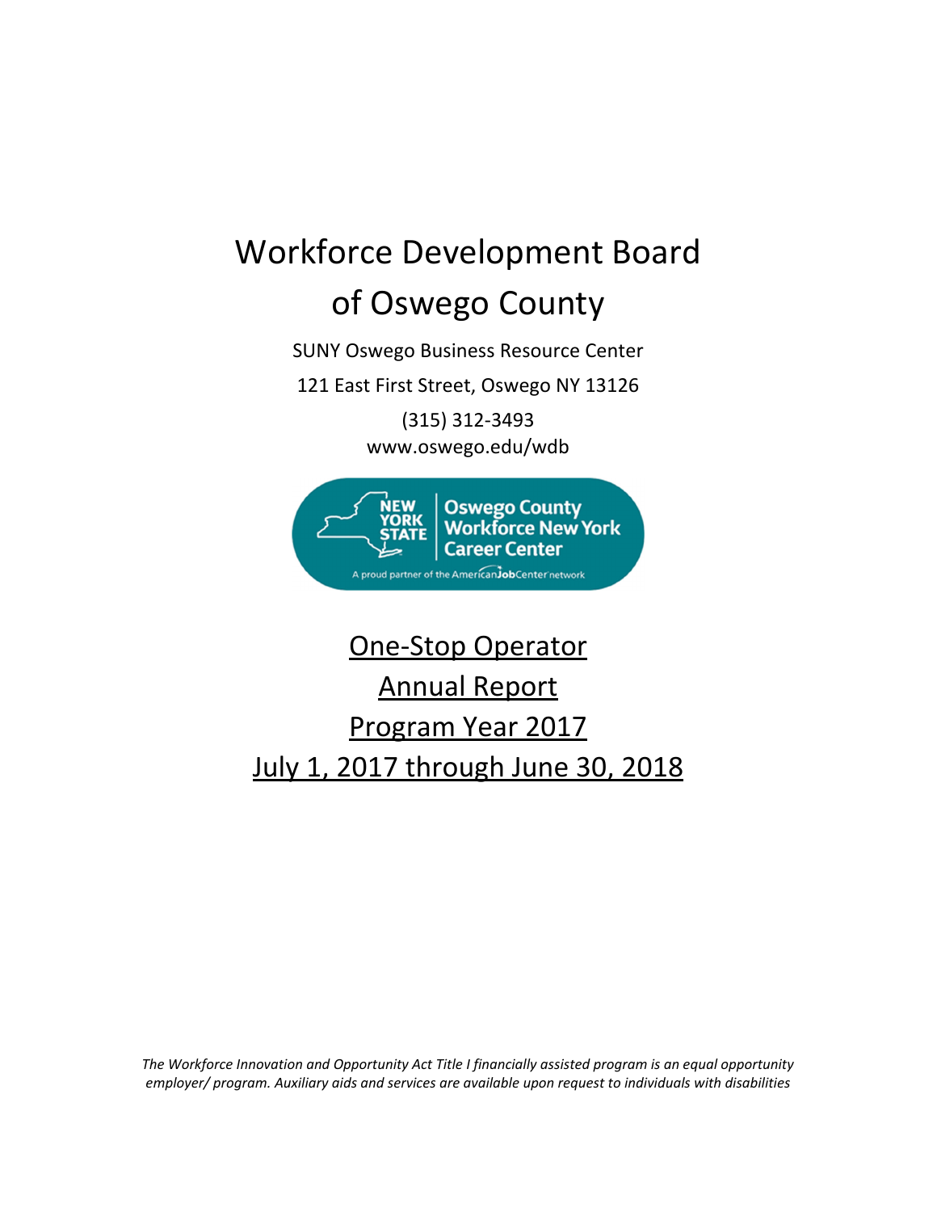# Workforce Development Board of Oswego County

SUNY Oswego Business Resource Center

121 East First Street, Oswego NY 13126

(315) 312-3493

www.oswego.edu/wdb

NEW YORK STATE | Oswego County Workforce New York Career Center

A proud partner of the AmericanJobCenter network

## One-Stop Operator Annual Report Program Year 2017 July 1, 2017 through June 30, 2018

*The Workforce Innovation and Opportunity Act Title I financially assisted program is an equal opportunity employer/ program. Auxiliary aids and services are available upon request to individuals with disabilities*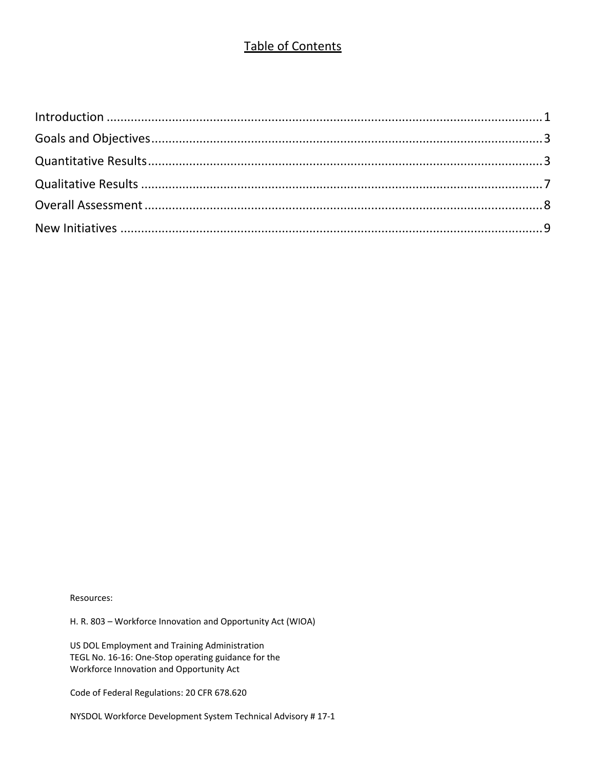## Table of Contents

Introduction ........................................................................................................................ 1
Goals and Objectives ........................................................................................................ 3
Quantitative Results .......................................................................................................... 3
Qualitative Results ............................................................................................................ 7
Overall Assessment ........................................................................................................... 8
New Initiatives .................................................................................................................. 9

Resources:

H. R. 803 – Workforce Innovation and Opportunity Act (WIOA)

US DOL Employment and Training Administration
TEGL No. 16-16: One-Stop operating guidance for the
Workforce Innovation and Opportunity Act

Code of Federal Regulations: 20 CFR 678.620

NYSDOL Workforce Development System Technical Advisory # 17-1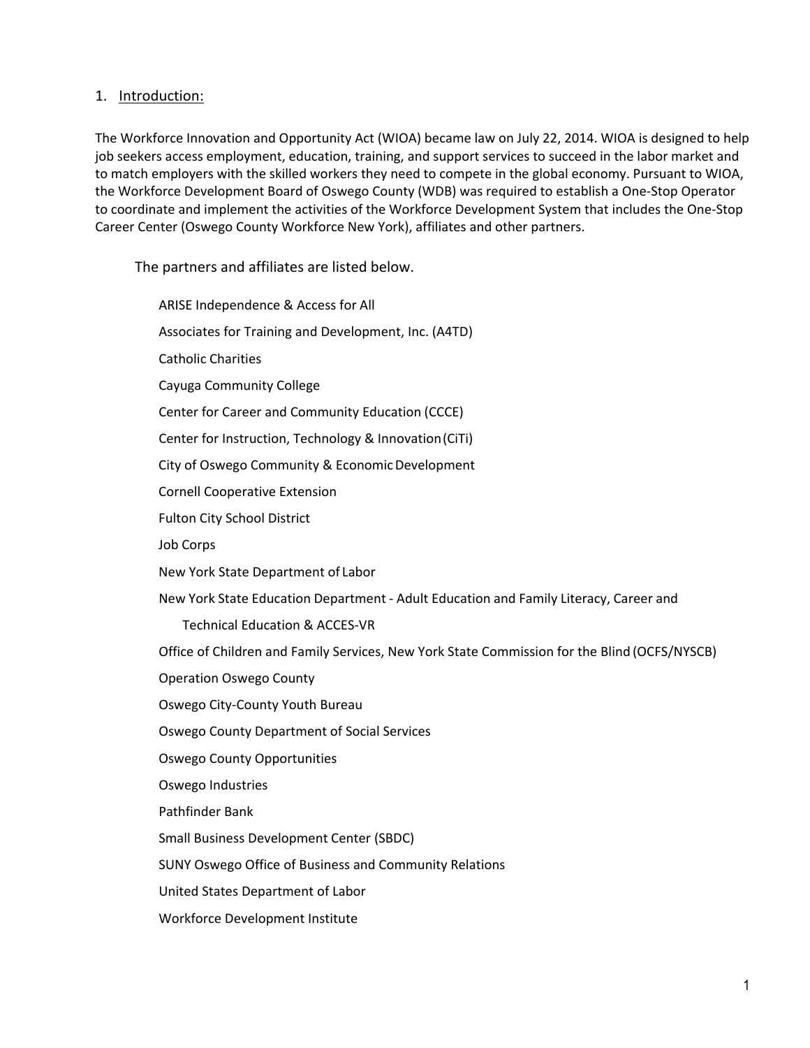## 1. Introduction:

The Workforce Innovation and Opportunity Act (WIOA) became law on July 22, 2014. WIOA is designed to help job seekers access employment, education, training, and support services to succeed in the labor market and to match employers with the skilled workers they need to compete in the global economy. Pursuant to WIOA, the Workforce Development Board of Oswego County (WDB) was required to establish a One-Stop Operator to coordinate and implement the activities of the Workforce Development System that includes the One-Stop Career Center (Oswego County Workforce New York), affiliates and other partners.

The partners and affiliates are listed below.

- ARISE Independence & Access for All
- Associates for Training and Development, Inc. (A4TD)
- Catholic Charities
- Cayuga Community College
- Center for Career and Community Education (CCCE)
- Center for Instruction, Technology & Innovation (CiTi)
- City of Oswego Community & Economic Development
- Cornell Cooperative Extension
- Fulton City School District
- Job Corps
- New York State Department of Labor
- New York State Education Department - Adult Education and Family Literacy, Career and Technical Education & ACCES-VR
- Office of Children and Family Services, New York State Commission for the Blind (OCFS/NYSCB)
- Operation Oswego County
- Oswego City-County Youth Bureau
- Oswego County Department of Social Services
- Oswego County Opportunities
- Oswego Industries
- Pathfinder Bank
- Small Business Development Center (SBDC)
- SUNY Oswego Office of Business and Community Relations
- United States Department of Labor
- Workforce Development Institute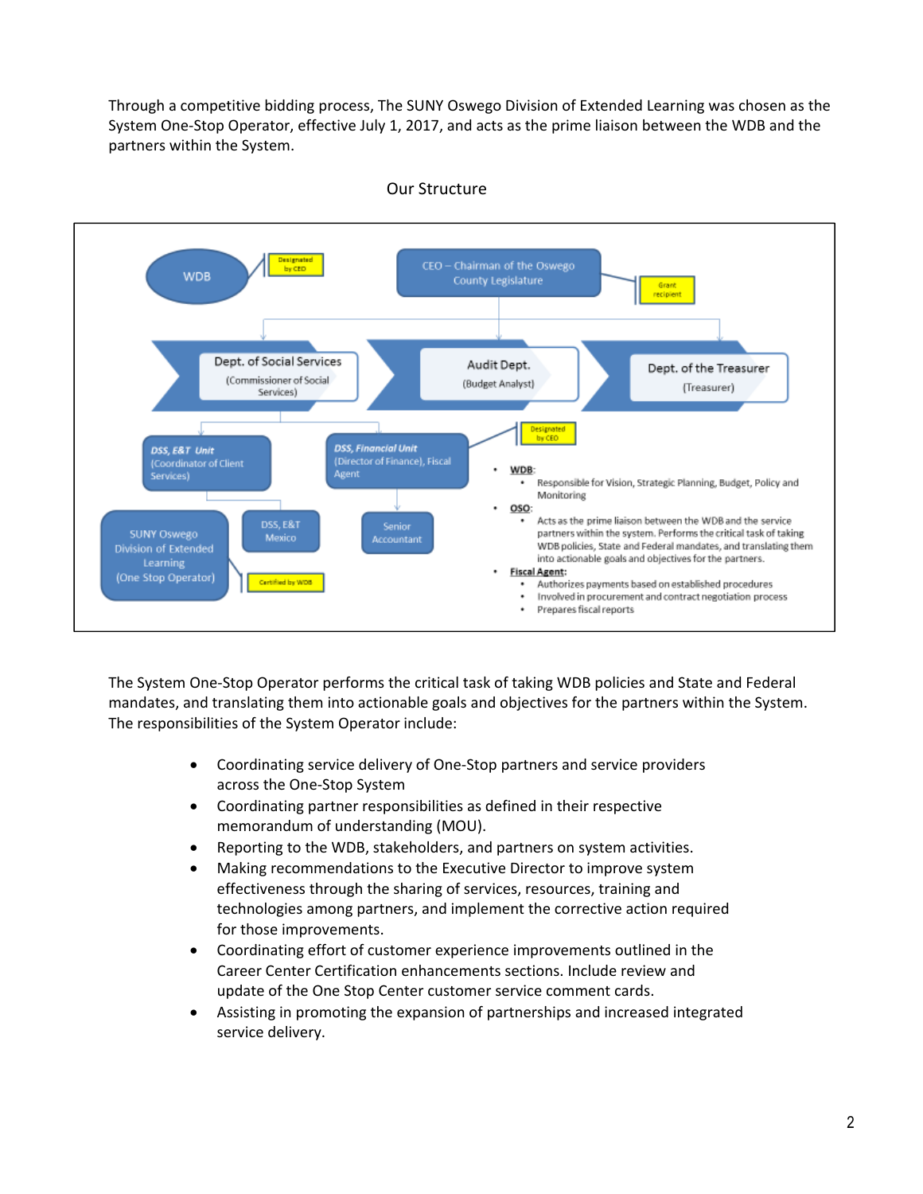Through a competitive bidding process, The SUNY Oswego Division of Extended Learning was chosen as the System One-Stop Operator, effective July 1, 2017, and acts as the prime liaison between the WDB and the partners within the System.

Our Structure

WDB — Designated by CEO

CEO – Chairman of the Oswego County Legislature — Grant recipient

Dept. of Social Services (Commissioner of Social Services)

Audit Dept. (Budget Analyst)

Dept. of the Treasurer (Treasurer)

*DSS, E&T Unit* (Coordinator of Client Services)

*DSS, Financial Unit* (Director of Finance), Fiscal Agent — Designated by CEO

SUNY Oswego Division of Extended Learning (One Stop Operator) — Certified by WDB

DSS, E&T Mexico

Senior Accountant

- **WDB**:
  - Responsible for Vision, Strategic Planning, Budget, Policy and Monitoring
- **OSO**:
  - Acts as the prime liaison between the WDB and the service partners within the system. Performs the critical task of taking WDB policies, State and Federal mandates, and translating them into actionable goals and objectives for the partners.
- **Fiscal Agent**:
  - Authorizes payments based on established procedures
  - Involved in procurement and contract negotiation process
  - Prepares fiscal reports

The System One-Stop Operator performs the critical task of taking WDB policies and State and Federal mandates, and translating them into actionable goals and objectives for the partners within the System. The responsibilities of the System Operator include:

- Coordinating service delivery of One-Stop partners and service providers across the One-Stop System
- Coordinating partner responsibilities as defined in their respective memorandum of understanding (MOU).
- Reporting to the WDB, stakeholders, and partners on system activities.
- Making recommendations to the Executive Director to improve system effectiveness through the sharing of services, resources, training and technologies among partners, and implement the corrective action required for those improvements.
- Coordinating effort of customer experience improvements outlined in the Career Center Certification enhancements sections. Include review and update of the One Stop Center customer service comment cards.
- Assisting in promoting the expansion of partnerships and increased integrated service delivery.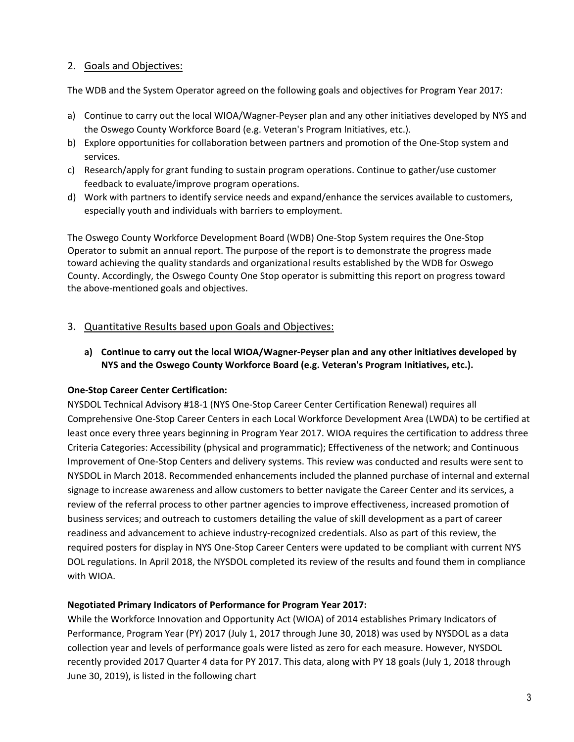## 2. Goals and Objectives:

The WDB and the System Operator agreed on the following goals and objectives for Program Year 2017:

a) Continue to carry out the local WIOA/Wagner-Peyser plan and any other initiatives developed by NYS and the Oswego County Workforce Board (e.g. Veteran's Program Initiatives, etc.).
b) Explore opportunities for collaboration between partners and promotion of the One-Stop system and services.
c) Research/apply for grant funding to sustain program operations. Continue to gather/use customer feedback to evaluate/improve program operations.
d) Work with partners to identify service needs and expand/enhance the services available to customers, especially youth and individuals with barriers to employment.

The Oswego County Workforce Development Board (WDB) One-Stop System requires the One-Stop Operator to submit an annual report. The purpose of the report is to demonstrate the progress made toward achieving the quality standards and organizational results established by the WDB for Oswego County. Accordingly, the Oswego County One Stop operator is submitting this report on progress toward the above-mentioned goals and objectives.

## 3. Quantitative Results based upon Goals and Objectives:

**a) Continue to carry out the local WIOA/Wagner-Peyser plan and any other initiatives developed by NYS and the Oswego County Workforce Board (e.g. Veteran's Program Initiatives, etc.).**

**One-Stop Career Center Certification:**
NYSDOL Technical Advisory #18-1 (NYS One-Stop Career Center Certification Renewal) requires all Comprehensive One-Stop Career Centers in each Local Workforce Development Area (LWDA) to be certified at least once every three years beginning in Program Year 2017. WIOA requires the certification to address three Criteria Categories: Accessibility (physical and programmatic); Effectiveness of the network; and Continuous Improvement of One-Stop Centers and delivery systems. This review was conducted and results were sent to NYSDOL in March 2018. Recommended enhancements included the planned purchase of internal and external signage to increase awareness and allow customers to better navigate the Career Center and its services, a review of the referral process to other partner agencies to improve effectiveness, increased promotion of business services; and outreach to customers detailing the value of skill development as a part of career readiness and advancement to achieve industry-recognized credentials. Also as part of this review, the required posters for display in NYS One-Stop Career Centers were updated to be compliant with current NYS DOL regulations. In April 2018, the NYSDOL completed its review of the results and found them in compliance with WIOA.

**Negotiated Primary Indicators of Performance for Program Year 2017:**
While the Workforce Innovation and Opportunity Act (WIOA) of 2014 establishes Primary Indicators of Performance, Program Year (PY) 2017 (July 1, 2017 through June 30, 2018) was used by NYSDOL as a data collection year and levels of performance goals were listed as zero for each measure. However, NYSDOL recently provided 2017 Quarter 4 data for PY 2017. This data, along with PY 18 goals (July 1, 2018 through June 30, 2019), is listed in the following chart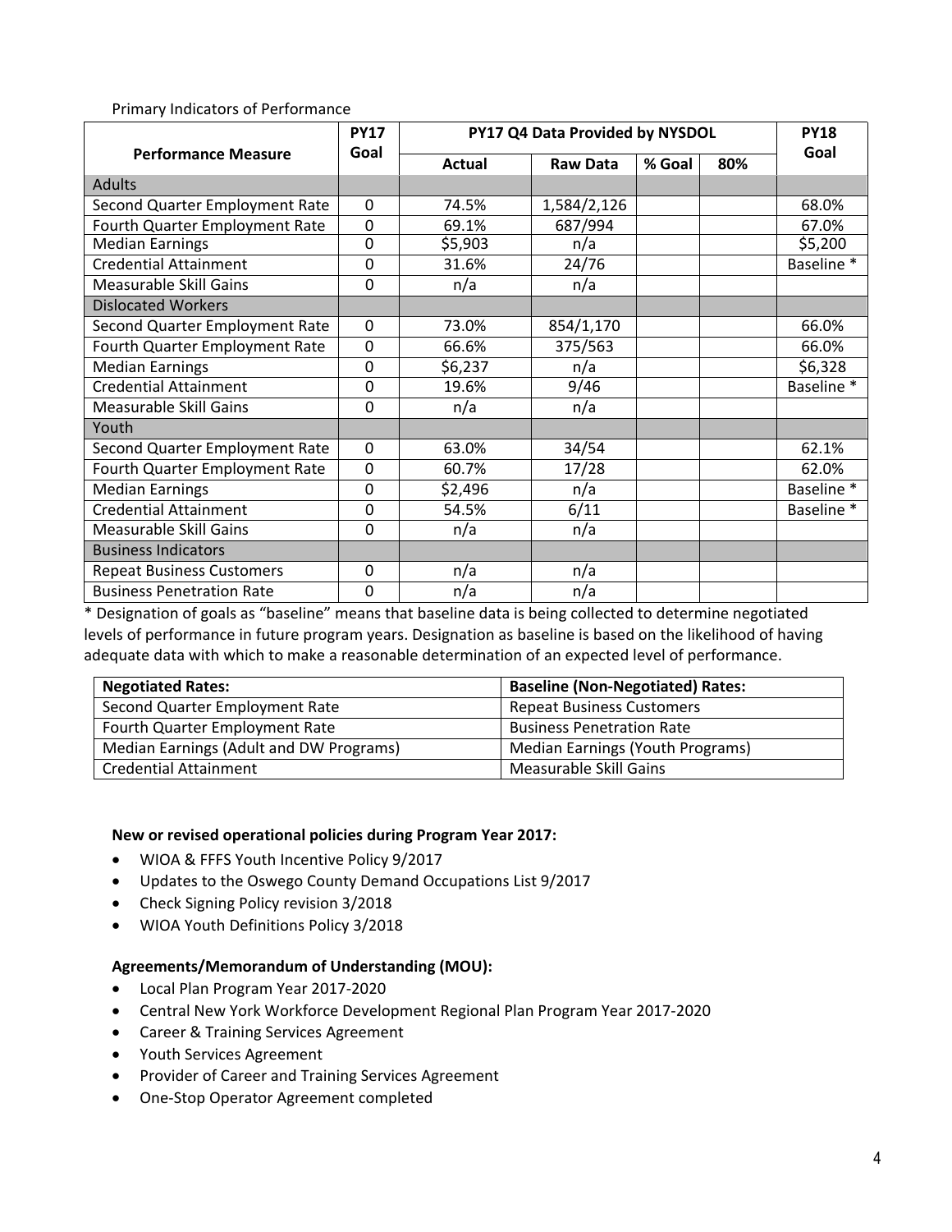Primary Indicators of Performance

| Performance Measure | PY17 Goal | PY17 Q4 Data Provided by NYSDOL | | | | PY18 Goal |
|---|---|---|---|---|---|---|
| | | Actual | Raw Data | % Goal | 80% | |
| Adults | | | | | | |
| Second Quarter Employment Rate | 0 | 74.5% | 1,584/2,126 | | | 68.0% |
| Fourth Quarter Employment Rate | 0 | 69.1% | 687/994 | | | 67.0% |
| Median Earnings | 0 | $5,903 | n/a | | | $5,200 |
| Credential Attainment | 0 | 31.6% | 24/76 | | | Baseline * |
| Measurable Skill Gains | 0 | n/a | n/a | | | |
| Dislocated Workers | | | | | | |
| Second Quarter Employment Rate | 0 | 73.0% | 854/1,170 | | | 66.0% |
| Fourth Quarter Employment Rate | 0 | 66.6% | 375/563 | | | 66.0% |
| Median Earnings | 0 | $6,237 | n/a | | | $6,328 |
| Credential Attainment | 0 | 19.6% | 9/46 | | | Baseline * |
| Measurable Skill Gains | 0 | n/a | n/a | | | |
| Youth | | | | | | |
| Second Quarter Employment Rate | 0 | 63.0% | 34/54 | | | 62.1% |
| Fourth Quarter Employment Rate | 0 | 60.7% | 17/28 | | | 62.0% |
| Median Earnings | 0 | $2,496 | n/a | | | Baseline * |
| Credential Attainment | 0 | 54.5% | 6/11 | | | Baseline * |
| Measurable Skill Gains | 0 | n/a | n/a | | | |
| Business Indicators | | | | | | |
| Repeat Business Customers | 0 | n/a | n/a | | | |
| Business Penetration Rate | 0 | n/a | n/a | | | |

* Designation of goals as "baseline" means that baseline data is being collected to determine negotiated levels of performance in future program years. Designation as baseline is based on the likelihood of having adequate data with which to make a reasonable determination of an expected level of performance.

| Negotiated Rates: | Baseline (Non-Negotiated) Rates: |
|---|---|
| Second Quarter Employment Rate | Repeat Business Customers |
| Fourth Quarter Employment Rate | Business Penetration Rate |
| Median Earnings (Adult and DW Programs) | Median Earnings (Youth Programs) |
| Credential Attainment | Measurable Skill Gains |

**New or revised operational policies during Program Year 2017:**

- WIOA & FFFS Youth Incentive Policy 9/2017
- Updates to the Oswego County Demand Occupations List 9/2017
- Check Signing Policy revision 3/2018
- WIOA Youth Definitions Policy 3/2018

**Agreements/Memorandum of Understanding (MOU):**

- Local Plan Program Year 2017-2020
- Central New York Workforce Development Regional Plan Program Year 2017-2020
- Career & Training Services Agreement
- Youth Services Agreement
- Provider of Career and Training Services Agreement
- One-Stop Operator Agreement completed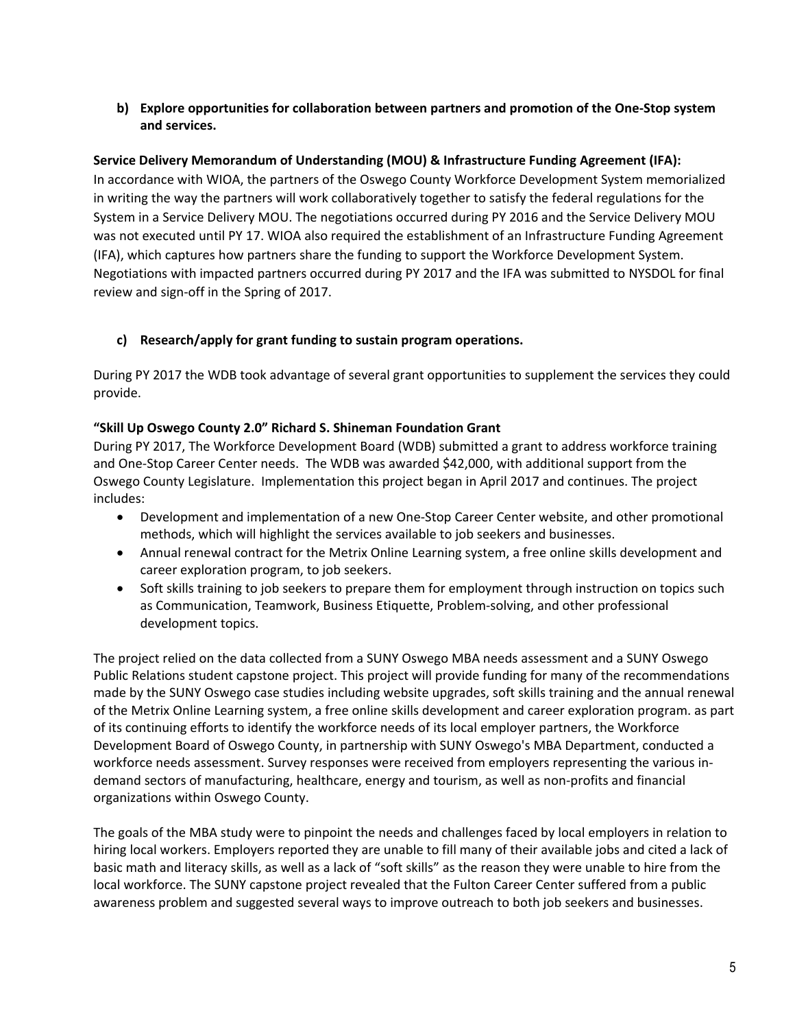**b) Explore opportunities for collaboration between partners and promotion of the One-Stop system and services.**

**Service Delivery Memorandum of Understanding (MOU) & Infrastructure Funding Agreement (IFA):**
In accordance with WIOA, the partners of the Oswego County Workforce Development System memorialized in writing the way the partners will work collaboratively together to satisfy the federal regulations for the System in a Service Delivery MOU. The negotiations occurred during PY 2016 and the Service Delivery MOU was not executed until PY 17. WIOA also required the establishment of an Infrastructure Funding Agreement (IFA), which captures how partners share the funding to support the Workforce Development System. Negotiations with impacted partners occurred during PY 2017 and the IFA was submitted to NYSDOL for final review and sign-off in the Spring of 2017.

**c) Research/apply for grant funding to sustain program operations.**

During PY 2017 the WDB took advantage of several grant opportunities to supplement the services they could provide.

**"Skill Up Oswego County 2.0" Richard S. Shineman Foundation Grant**
During PY 2017, The Workforce Development Board (WDB) submitted a grant to address workforce training and One-Stop Career Center needs. The WDB was awarded $42,000, with additional support from the Oswego County Legislature. Implementation this project began in April 2017 and continues. The project includes:

- Development and implementation of a new One-Stop Career Center website, and other promotional methods, which will highlight the services available to job seekers and businesses.
- Annual renewal contract for the Metrix Online Learning system, a free online skills development and career exploration program, to job seekers.
- Soft skills training to job seekers to prepare them for employment through instruction on topics such as Communication, Teamwork, Business Etiquette, Problem-solving, and other professional development topics.

The project relied on the data collected from a SUNY Oswego MBA needs assessment and a SUNY Oswego Public Relations student capstone project. This project will provide funding for many of the recommendations made by the SUNY Oswego case studies including website upgrades, soft skills training and the annual renewal of the Metrix Online Learning system, a free online skills development and career exploration program. as part of its continuing efforts to identify the workforce needs of its local employer partners, the Workforce Development Board of Oswego County, in partnership with SUNY Oswego's MBA Department, conducted a workforce needs assessment. Survey responses were received from employers representing the various in-demand sectors of manufacturing, healthcare, energy and tourism, as well as non-profits and financial organizations within Oswego County.

The goals of the MBA study were to pinpoint the needs and challenges faced by local employers in relation to hiring local workers. Employers reported they are unable to fill many of their available jobs and cited a lack of basic math and literacy skills, as well as a lack of "soft skills" as the reason they were unable to hire from the local workforce. The SUNY capstone project revealed that the Fulton Career Center suffered from a public awareness problem and suggested several ways to improve outreach to both job seekers and businesses.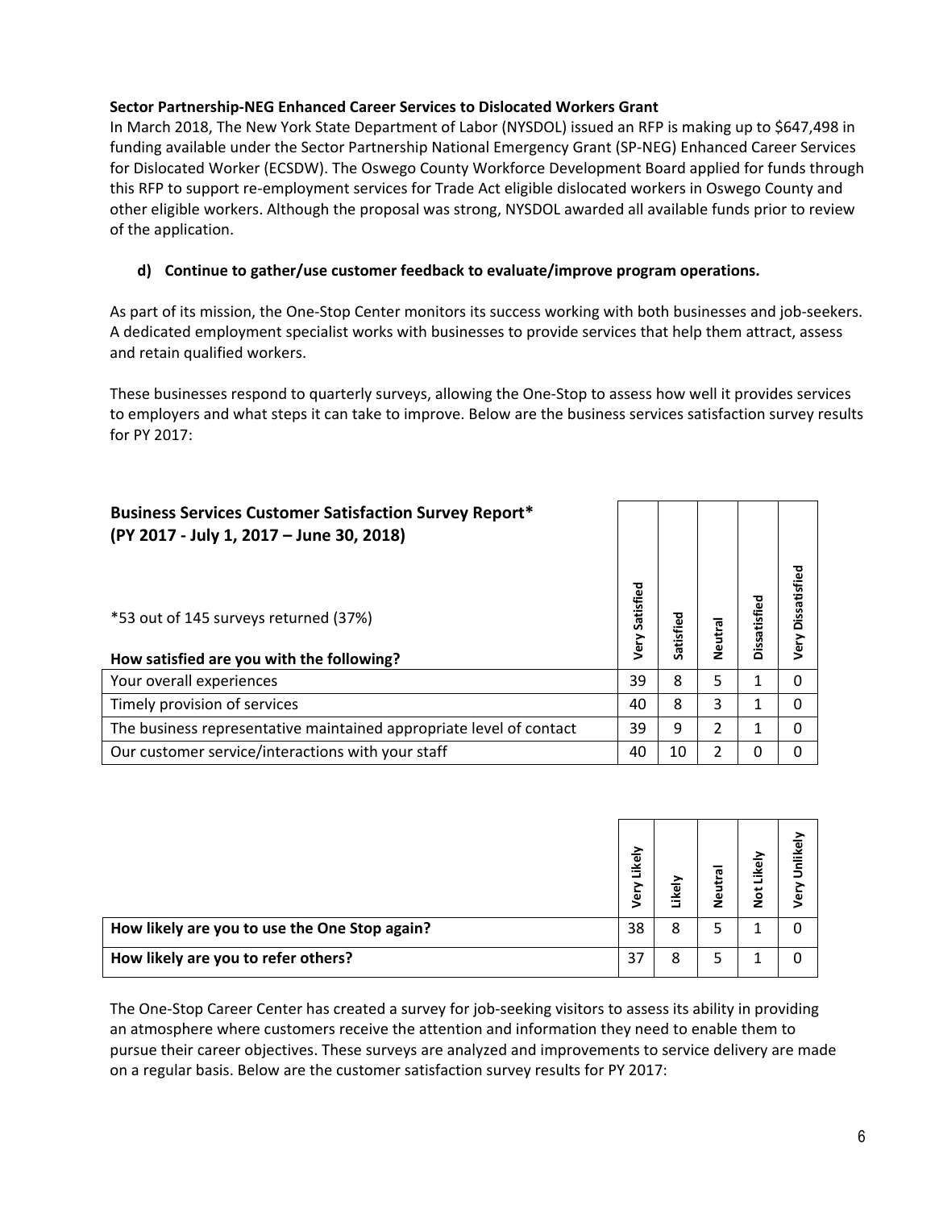**Sector Partnership-NEG Enhanced Career Services to Dislocated Workers Grant**

In March 2018, The New York State Department of Labor (NYSDOL) issued an RFP is making up to $647,498 in funding available under the Sector Partnership National Emergency Grant (SP-NEG) Enhanced Career Services for Dislocated Worker (ECSDW). The Oswego County Workforce Development Board applied for funds through this RFP to support re-employment services for Trade Act eligible dislocated workers in Oswego County and other eligible workers. Although the proposal was strong, NYSDOL awarded all available funds prior to review of the application.

**d) Continue to gather/use customer feedback to evaluate/improve program operations.**

As part of its mission, the One-Stop Center monitors its success working with both businesses and job-seekers. A dedicated employment specialist works with businesses to provide services that help them attract, assess and retain qualified workers.

These businesses respond to quarterly surveys, allowing the One-Stop to assess how well it provides services to employers and what steps it can take to improve. Below are the business services satisfaction survey results for PY 2017:

| **Business Services Customer Satisfaction Survey Report* (PY 2017 - July 1, 2017 – June 30, 2018)**<br><br>*53 out of 145 surveys returned (37%)<br><br>**How satisfied are you with the following?** | Very Satisfied | Satisfied | Neutral | Dissatisfied | Very Dissatisfied |
|---|---|---|---|---|---|
| Your overall experiences | 39 | 8 | 5 | 1 | 0 |
| Timely provision of services | 40 | 8 | 3 | 1 | 0 |
| The business representative maintained appropriate level of contact | 39 | 9 | 2 | 1 | 0 |
| Our customer service/interactions with your staff | 40 | 10 | 2 | 0 | 0 |

| | Very Likely | Likely | Neutral | Not Likely | Very Unlikely |
|---|---|---|---|---|---|
| **How likely are you to use the One Stop again?** | 38 | 8 | 5 | 1 | 0 |
| **How likely are you to refer others?** | 37 | 8 | 5 | 1 | 0 |

The One-Stop Career Center has created a survey for job-seeking visitors to assess its ability in providing an atmosphere where customers receive the attention and information they need to enable them to pursue their career objectives. These surveys are analyzed and improvements to service delivery are made on a regular basis. Below are the customer satisfaction survey results for PY 2017: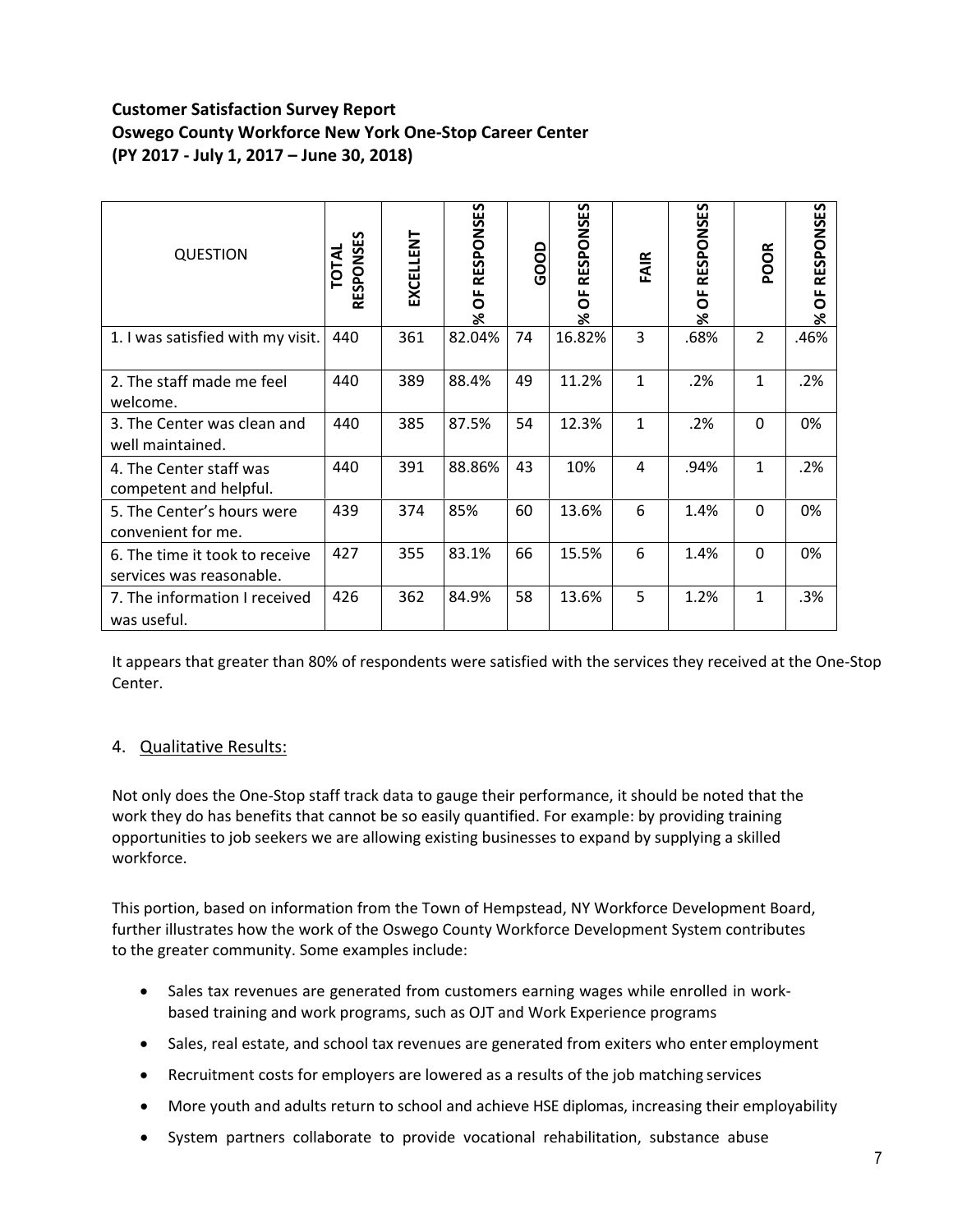**Customer Satisfaction Survey Report**
**Oswego County Workforce New York One-Stop Career Center**
**(PY 2017 - July 1, 2017 – June 30, 2018)**

| QUESTION | TOTAL RESPONSES | EXCELLENT | % OF RESPONSES | GOOD | % OF RESPONSES | FAIR | % OF RESPONSES | POOR | % OF RESPONSES |
|---|---|---|---|---|---|---|---|---|---|
| 1. I was satisfied with my visit. | 440 | 361 | 82.04% | 74 | 16.82% | 3 | .68% | 2 | .46% |
| 2. The staff made me feel welcome. | 440 | 389 | 88.4% | 49 | 11.2% | 1 | .2% | 1 | .2% |
| 3. The Center was clean and well maintained. | 440 | 385 | 87.5% | 54 | 12.3% | 1 | .2% | 0 | 0% |
| 4. The Center staff was competent and helpful. | 440 | 391 | 88.86% | 43 | 10% | 4 | .94% | 1 | .2% |
| 5. The Center's hours were convenient for me. | 439 | 374 | 85% | 60 | 13.6% | 6 | 1.4% | 0 | 0% |
| 6. The time it took to receive services was reasonable. | 427 | 355 | 83.1% | 66 | 15.5% | 6 | 1.4% | 0 | 0% |
| 7. The information I received was useful. | 426 | 362 | 84.9% | 58 | 13.6% | 5 | 1.2% | 1 | .3% |

It appears that greater than 80% of respondents were satisfied with the services they received at the One-Stop Center.

## 4. Qualitative Results:

Not only does the One-Stop staff track data to gauge their performance, it should be noted that the work they do has benefits that cannot be so easily quantified. For example: by providing training opportunities to job seekers we are allowing existing businesses to expand by supplying a skilled workforce.

This portion, based on information from the Town of Hempstead, NY Workforce Development Board, further illustrates how the work of the Oswego County Workforce Development System contributes to the greater community. Some examples include:

- Sales tax revenues are generated from customers earning wages while enrolled in work-based training and work programs, such as OJT and Work Experience programs
- Sales, real estate, and school tax revenues are generated from exiters who enter employment
- Recruitment costs for employers are lowered as a results of the job matching services
- More youth and adults return to school and achieve HSE diplomas, increasing their employability
- System partners collaborate to provide vocational rehabilitation, substance abuse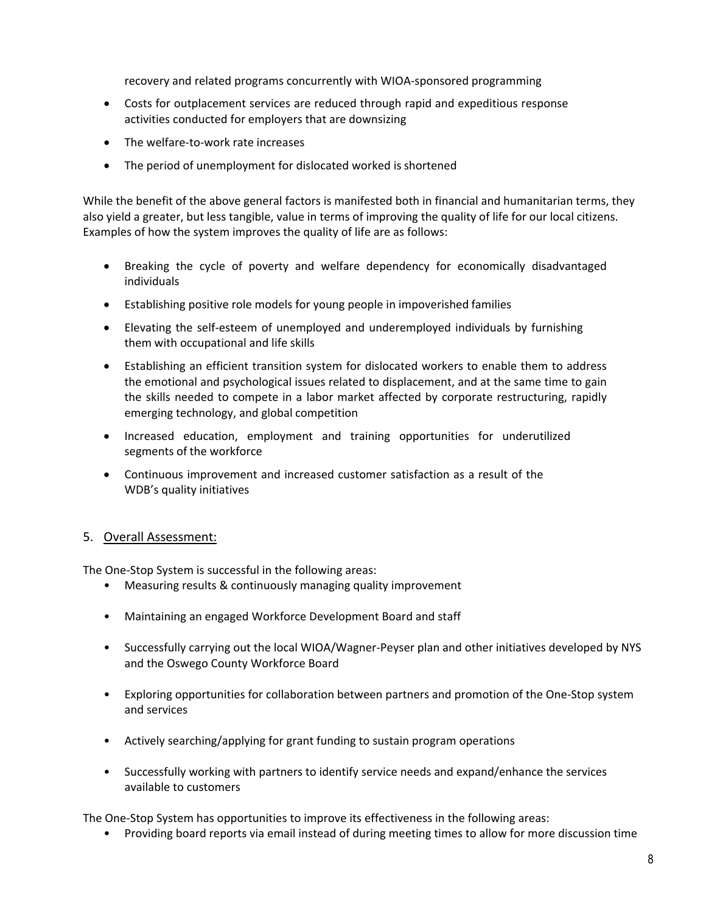recovery and related programs concurrently with WIOA-sponsored programming

- Costs for outplacement services are reduced through rapid and expeditious response activities conducted for employers that are downsizing
- The welfare-to-work rate increases
- The period of unemployment for dislocated worked is shortened

While the benefit of the above general factors is manifested both in financial and humanitarian terms, they also yield a greater, but less tangible, value in terms of improving the quality of life for our local citizens. Examples of how the system improves the quality of life are as follows:

- Breaking the cycle of poverty and welfare dependency for economically disadvantaged individuals
- Establishing positive role models for young people in impoverished families
- Elevating the self-esteem of unemployed and underemployed individuals by furnishing them with occupational and life skills
- Establishing an efficient transition system for dislocated workers to enable them to address the emotional and psychological issues related to displacement, and at the same time to gain the skills needed to compete in a labor market affected by corporate restructuring, rapidly emerging technology, and global competition
- Increased education, employment and training opportunities for underutilized segments of the workforce
- Continuous improvement and increased customer satisfaction as a result of the WDB's quality initiatives

## 5. Overall Assessment:

The One-Stop System is successful in the following areas:

- Measuring results & continuously managing quality improvement
- Maintaining an engaged Workforce Development Board and staff
- Successfully carrying out the local WIOA/Wagner-Peyser plan and other initiatives developed by NYS and the Oswego County Workforce Board
- Exploring opportunities for collaboration between partners and promotion of the One-Stop system and services
- Actively searching/applying for grant funding to sustain program operations
- Successfully working with partners to identify service needs and expand/enhance the services available to customers

The One-Stop System has opportunities to improve its effectiveness in the following areas:

- Providing board reports via email instead of during meeting times to allow for more discussion time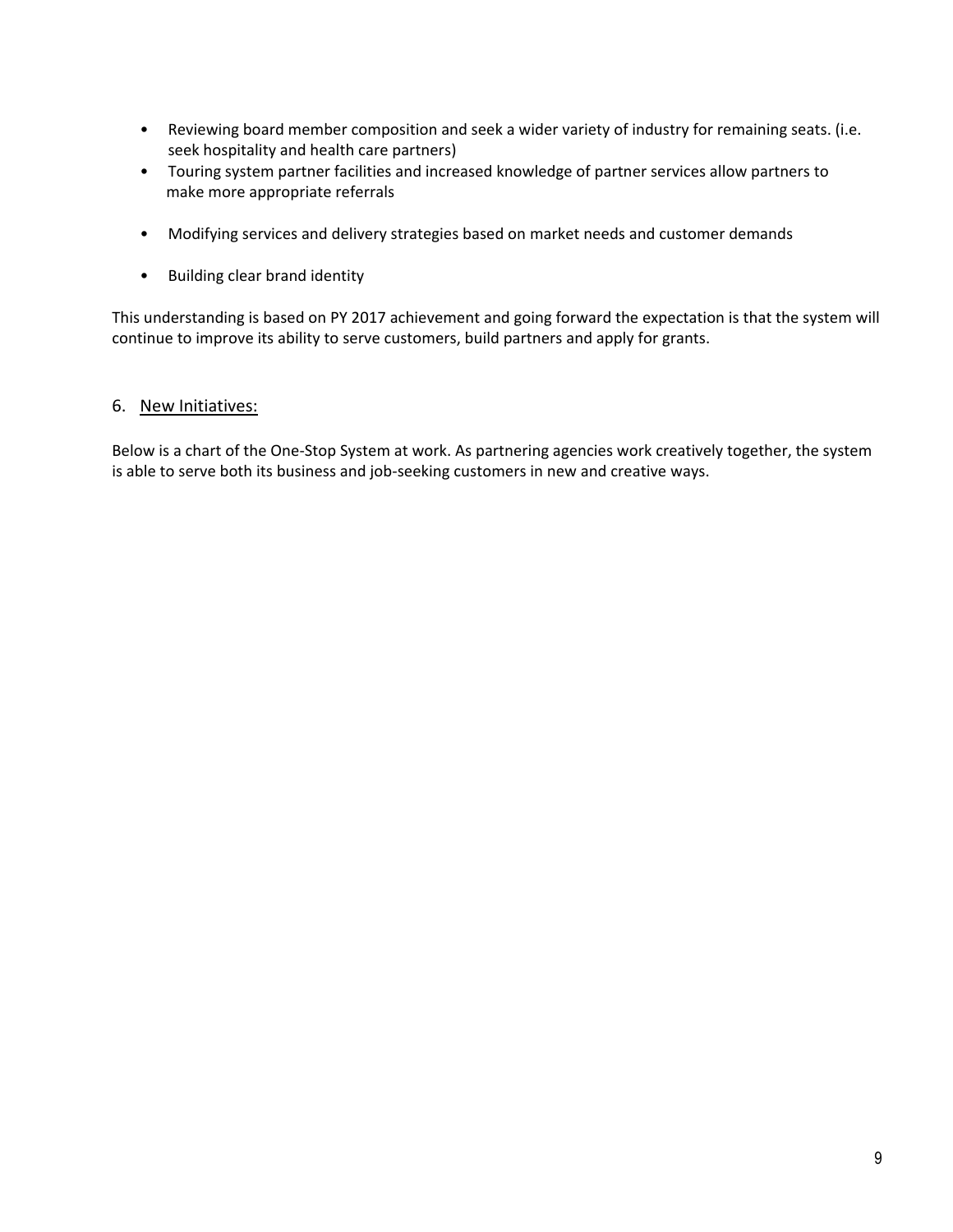- Reviewing board member composition and seek a wider variety of industry for remaining seats. (i.e. seek hospitality and health care partners)
- Touring system partner facilities and increased knowledge of partner services allow partners to make more appropriate referrals
- Modifying services and delivery strategies based on market needs and customer demands
- Building clear brand identity

This understanding is based on PY 2017 achievement and going forward the expectation is that the system will continue to improve its ability to serve customers, build partners and apply for grants.

## 6. New Initiatives:

Below is a chart of the One-Stop System at work. As partnering agencies work creatively together, the system is able to serve both its business and job-seeking customers in new and creative ways.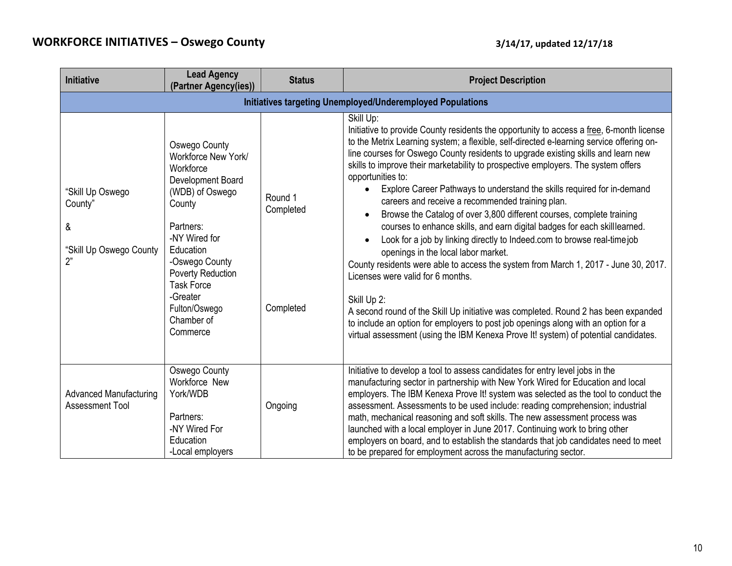## WORKFORCE INITIATIVES – Oswego County

**3/14/17, updated 12/17/18**

| Initiative | Lead Agency (Partner Agency(ies)) | Status | Project Description |
|---|---|---|---|
| **Initiatives targeting Unemployed/Underemployed Populations** | | | |
| "Skill Up Oswego County" & "Skill Up Oswego County 2" | Oswego County Workforce New York/ Workforce Development Board (WDB) of Oswego County<br><br>Partners:<br>-NY Wired for Education<br>-Oswego County Poverty Reduction Task Force<br>-Greater Fulton/Oswego Chamber of Commerce | Round 1 Completed<br><br>Completed | Skill Up:<br>Initiative to provide County residents the opportunity to access a free, 6-month license to the Metrix Learning system; a flexible, self-directed e-learning service offering on-line courses for Oswego County residents to upgrade existing skills and learn new skills to improve their marketability to prospective employers. The system offers opportunities to:<br>• Explore Career Pathways to understand the skills required for in-demand careers and receive a recommended training plan.<br>• Browse the Catalog of over 3,800 different courses, complete training courses to enhance skills, and earn digital badges for each skilllearned.<br>• Look for a job by linking directly to Indeed.com to browse real-timejob openings in the local labor market.<br>County residents were able to access the system from March 1, 2017 - June 30, 2017. Licenses were valid for 6 months.<br><br>Skill Up 2:<br>A second round of the Skill Up initiative was completed. Round 2 has been expanded to include an option for employers to post job openings along with an option for a virtual assessment (using the IBM Kenexa Prove It! system) of potential candidates. |
| Advanced Manufacturing Assessment Tool | Oswego County Workforce New York/WDB<br><br>Partners:<br>-NY Wired For Education<br>-Local employers | Ongoing | Initiative to develop a tool to assess candidates for entry level jobs in the manufacturing sector in partnership with New York Wired for Education and local employers. The IBM Kenexa Prove It! system was selected as the tool to conduct the assessment. Assessments to be used include: reading comprehension; industrial math, mechanical reasoning and soft skills. The new assessment process was launched with a local employer in June 2017. Continuing work to bring other employers on board, and to establish the standards that job candidates need to meet to be prepared for employment across the manufacturing sector. |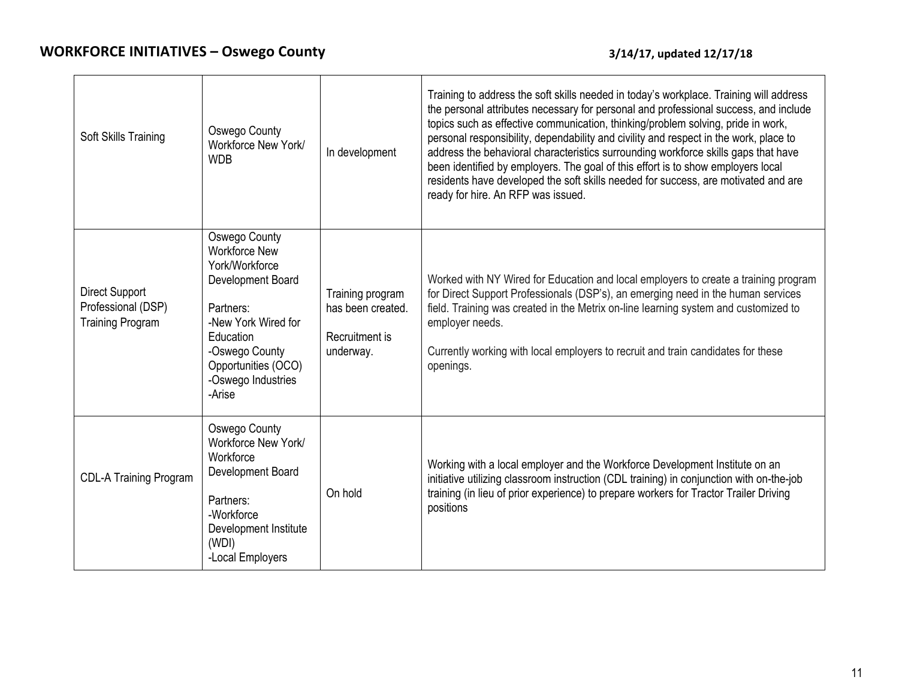## WORKFORCE INITIATIVES – Oswego County

**3/14/17, updated 12/17/18**

| | | | |
|---|---|---|---|
| Soft Skills Training | Oswego County Workforce New York/ WDB | In development | Training to address the soft skills needed in today's workplace. Training will address the personal attributes necessary for personal and professional success, and include topics such as effective communication, thinking/problem solving, pride in work, personal responsibility, dependability and civility and respect in the work, place to address the behavioral characteristics surrounding workforce skills gaps that have been identified by employers. The goal of this effort is to show employers local residents have developed the soft skills needed for success, are motivated and are ready for hire. An RFP was issued. |
| Direct Support Professional (DSP) Training Program | Oswego County Workforce New York/Workforce Development Board<br><br>Partners:<br>-New York Wired for Education<br>-Oswego County Opportunities (OCO)<br>-Oswego Industries<br>-Arise | Training program has been created.<br><br>Recruitment is underway. | Worked with NY Wired for Education and local employers to create a training program for Direct Support Professionals (DSP's), an emerging need in the human services field. Training was created in the Metrix on-line learning system and customized to employer needs.<br><br>Currently working with local employers to recruit and train candidates for these openings. |
| CDL-A Training Program | Oswego County Workforce New York/ Workforce Development Board<br><br>Partners:<br>-Workforce Development Institute (WDI)<br>-Local Employers | On hold | Working with a local employer and the Workforce Development Institute on an initiative utilizing classroom instruction (CDL training) in conjunction with on-the-job training (in lieu of prior experience) to prepare workers for Tractor Trailer Driving positions |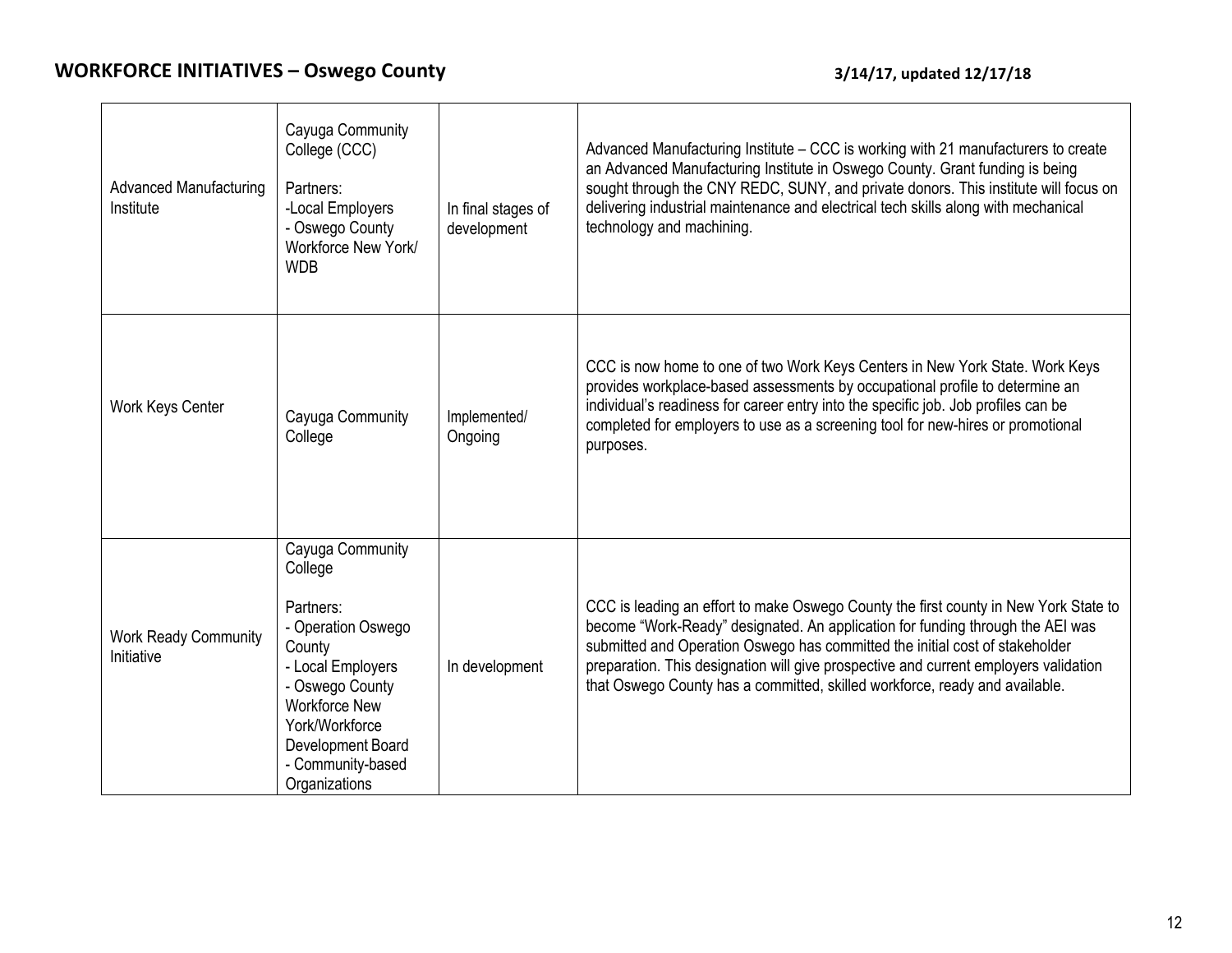## WORKFORCE INITIATIVES – Oswego County

**3/14/17, updated 12/17/18**

| | | | |
|---|---|---|---|
| Advanced Manufacturing Institute | Cayuga Community College (CCC)<br><br>Partners:<br>-Local Employers<br>- Oswego County Workforce New York/ WDB | In final stages of development | Advanced Manufacturing Institute – CCC is working with 21 manufacturers to create an Advanced Manufacturing Institute in Oswego County. Grant funding is being sought through the CNY REDC, SUNY, and private donors. This institute will focus on delivering industrial maintenance and electrical tech skills along with mechanical technology and machining. |
| Work Keys Center | Cayuga Community College | Implemented/ Ongoing | CCC is now home to one of two Work Keys Centers in New York State. Work Keys provides workplace-based assessments by occupational profile to determine an individual's readiness for career entry into the specific job. Job profiles can be completed for employers to use as a screening tool for new-hires or promotional purposes. |
| Work Ready Community Initiative | Cayuga Community College<br><br>Partners:<br>- Operation Oswego County<br>- Local Employers<br>- Oswego County Workforce New York/Workforce Development Board<br>- Community-based Organizations | In development | CCC is leading an effort to make Oswego County the first county in New York State to become "Work-Ready" designated. An application for funding through the AEI was submitted and Operation Oswego has committed the initial cost of stakeholder preparation. This designation will give prospective and current employers validation that Oswego County has a committed, skilled workforce, ready and available. |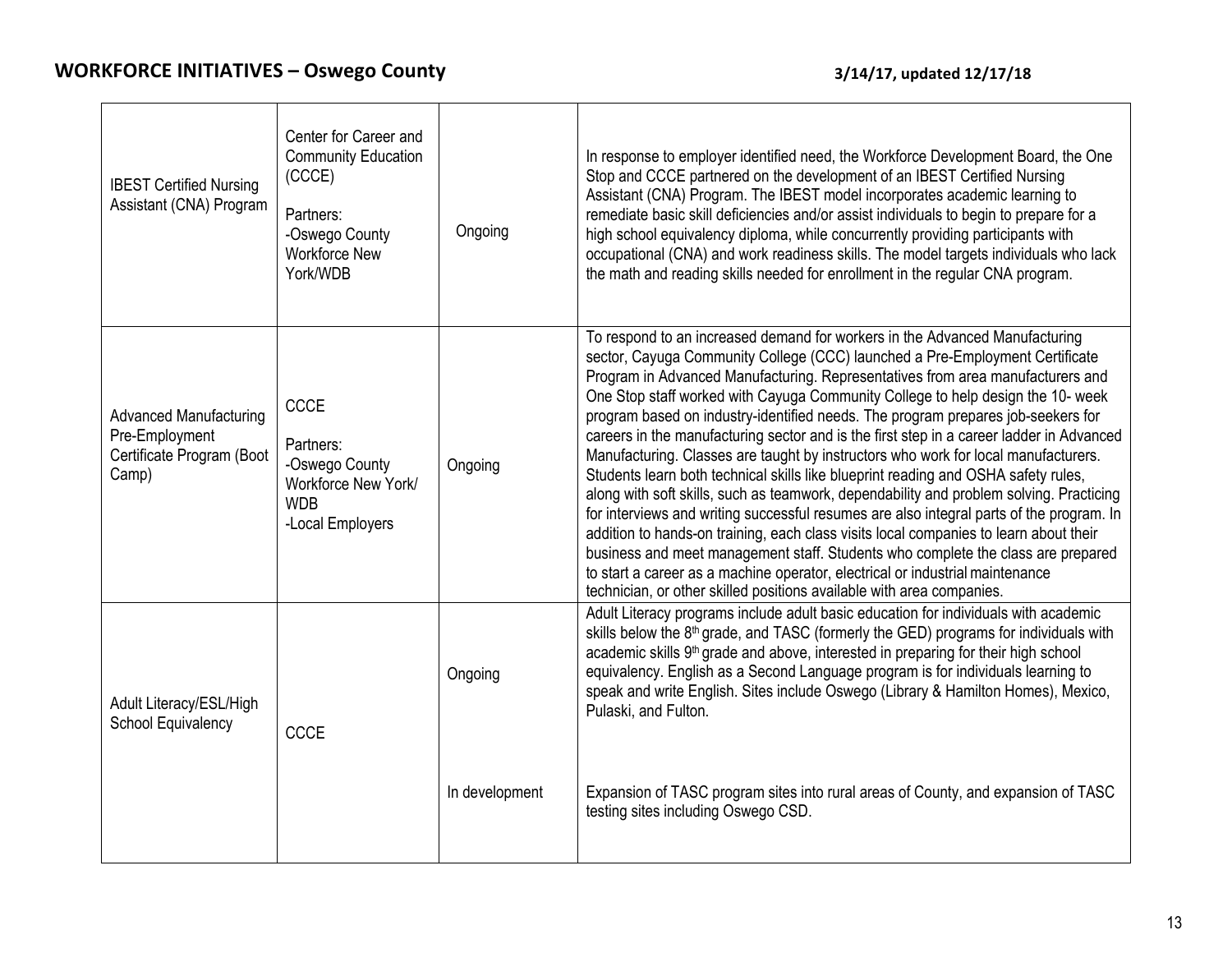## WORKFORCE INITIATIVES – Oswego County

**3/14/17, updated 12/17/18**

| | | | |
|---|---|---|---|
| IBEST Certified Nursing Assistant (CNA) Program | Center for Career and Community Education (CCCE)<br><br>Partners:<br>-Oswego County Workforce New York/WDB | Ongoing | In response to employer identified need, the Workforce Development Board, the One Stop and CCCE partnered on the development of an IBEST Certified Nursing Assistant (CNA) Program. The IBEST model incorporates academic learning to remediate basic skill deficiencies and/or assist individuals to begin to prepare for a high school equivalency diploma, while concurrently providing participants with occupational (CNA) and work readiness skills. The model targets individuals who lack the math and reading skills needed for enrollment in the regular CNA program. |
| Advanced Manufacturing Pre-Employment Certificate Program (Boot Camp) | CCCE<br><br>Partners:<br>-Oswego County Workforce New York/ WDB<br>-Local Employers | Ongoing | To respond to an increased demand for workers in the Advanced Manufacturing sector, Cayuga Community College (CCC) launched a Pre-Employment Certificate Program in Advanced Manufacturing. Representatives from area manufacturers and One Stop staff worked with Cayuga Community College to help design the 10- week program based on industry-identified needs. The program prepares job-seekers for careers in the manufacturing sector and is the first step in a career ladder in Advanced Manufacturing. Classes are taught by instructors who work for local manufacturers. Students learn both technical skills like blueprint reading and OSHA safety rules, along with soft skills, such as teamwork, dependability and problem solving. Practicing for interviews and writing successful resumes are also integral parts of the program. In addition to hands-on training, each class visits local companies to learn about their business and meet management staff. Students who complete the class are prepared to start a career as a machine operator, electrical or industrial maintenance technician, or other skilled positions available with area companies. |
| Adult Literacy/ESL/High School Equivalency | CCCE | Ongoing | Adult Literacy programs include adult basic education for individuals with academic skills below the 8th grade, and TASC (formerly the GED) programs for individuals with academic skills 9th grade and above, interested in preparing for their high school equivalency. English as a Second Language program is for individuals learning to speak and write English. Sites include Oswego (Library & Hamilton Homes), Mexico, Pulaski, and Fulton. |
| | | In development | Expansion of TASC program sites into rural areas of County, and expansion of TASC testing sites including Oswego CSD. |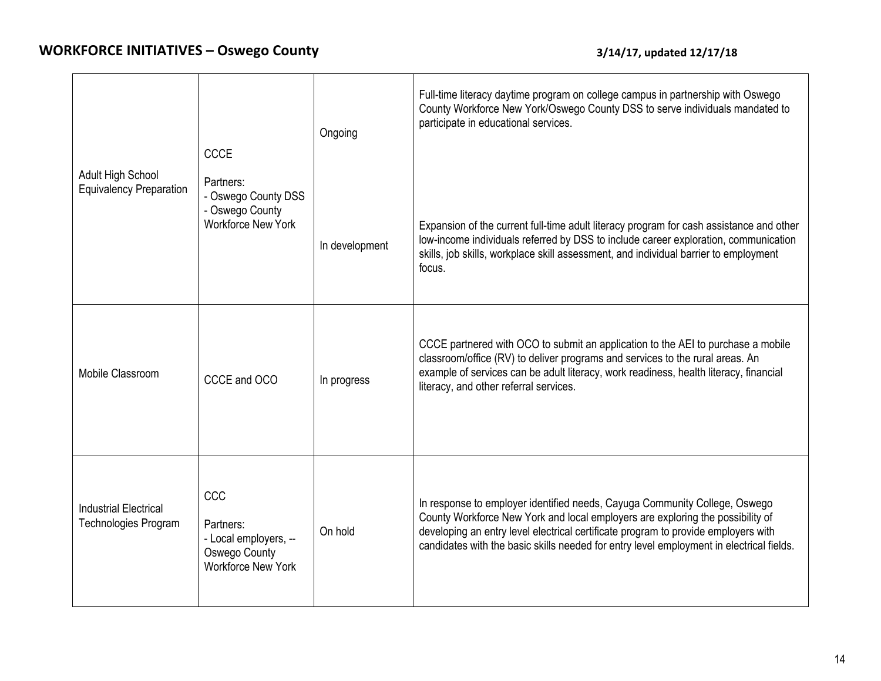## WORKFORCE INITIATIVES – Oswego County

**3/14/17, updated 12/17/18**

| | | | |
|---|---|---|---|
| Adult High School Equivalency Preparation | CCCE<br><br>Partners:<br>- Oswego County DSS<br>- Oswego County Workforce New York | Ongoing<br><br>In development | Full-time literacy daytime program on college campus in partnership with Oswego County Workforce New York/Oswego County DSS to serve individuals mandated to participate in educational services.<br><br>Expansion of the current full-time adult literacy program for cash assistance and other low-income individuals referred by DSS to include career exploration, communication skills, job skills, workplace skill assessment, and individual barrier to employment focus. |
| Mobile Classroom | CCCE and OCO | In progress | CCCE partnered with OCO to submit an application to the AEI to purchase a mobile classroom/office (RV) to deliver programs and services to the rural areas. An example of services can be adult literacy, work readiness, health literacy, financial literacy, and other referral services. |
| Industrial Electrical Technologies Program | CCC<br><br>Partners:<br>- Local employers, -- Oswego County Workforce New York | On hold | In response to employer identified needs, Cayuga Community College, Oswego County Workforce New York and local employers are exploring the possibility of developing an entry level electrical certificate program to provide employers with candidates with the basic skills needed for entry level employment in electrical fields. |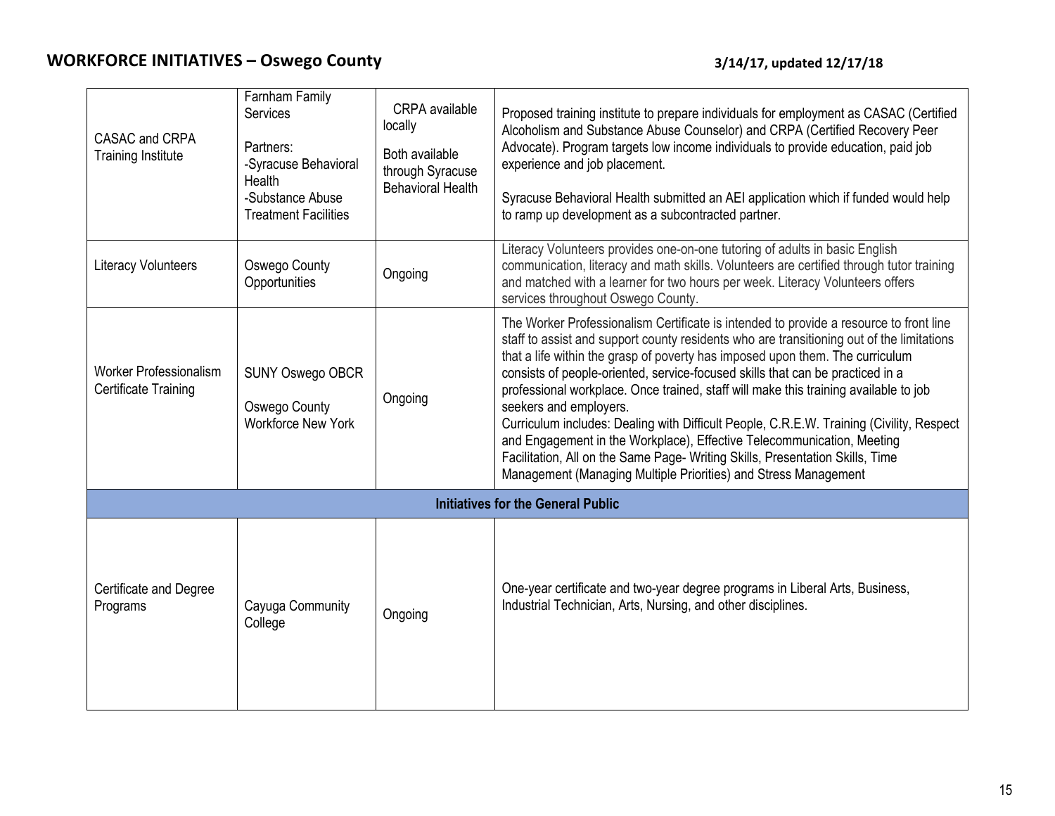## WORKFORCE INITIATIVES – Oswego County

**3/14/17, updated 12/17/18**

| | | | |
|---|---|---|---|
| CASAC and CRPA Training Institute | Farnham Family Services<br><br>Partners:<br>-Syracuse Behavioral Health<br>-Substance Abuse Treatment Facilities | CRPA available locally<br><br>Both available through Syracuse Behavioral Health | Proposed training institute to prepare individuals for employment as CASAC (Certified Alcoholism and Substance Abuse Counselor) and CRPA (Certified Recovery Peer Advocate). Program targets low income individuals to provide education, paid job experience and job placement.<br><br>Syracuse Behavioral Health submitted an AEI application which if funded would help to ramp up development as a subcontracted partner. |
| Literacy Volunteers | Oswego County Opportunities | Ongoing | Literacy Volunteers provides one-on-one tutoring of adults in basic English communication, literacy and math skills. Volunteers are certified through tutor training and matched with a learner for two hours per week. Literacy Volunteers offers services throughout Oswego County. |
| Worker Professionalism Certificate Training | SUNY Oswego OBCR<br><br>Oswego County Workforce New York | Ongoing | The Worker Professionalism Certificate is intended to provide a resource to front line staff to assist and support county residents who are transitioning out of the limitations that a life within the grasp of poverty has imposed upon them. The curriculum consists of people-oriented, service-focused skills that can be practiced in a professional workplace. Once trained, staff will make this training available to job seekers and employers.<br>Curriculum includes: Dealing with Difficult People, C.R.E.W. Training (Civility, Respect and Engagement in the Workplace), Effective Telecommunication, Meeting Facilitation, All on the Same Page- Writing Skills, Presentation Skills, Time Management (Managing Multiple Priorities) and Stress Management |
| **Initiatives for the General Public** | | | |
| Certificate and Degree Programs | Cayuga Community College | Ongoing | One-year certificate and two-year degree programs in Liberal Arts, Business, Industrial Technician, Arts, Nursing, and other disciplines. |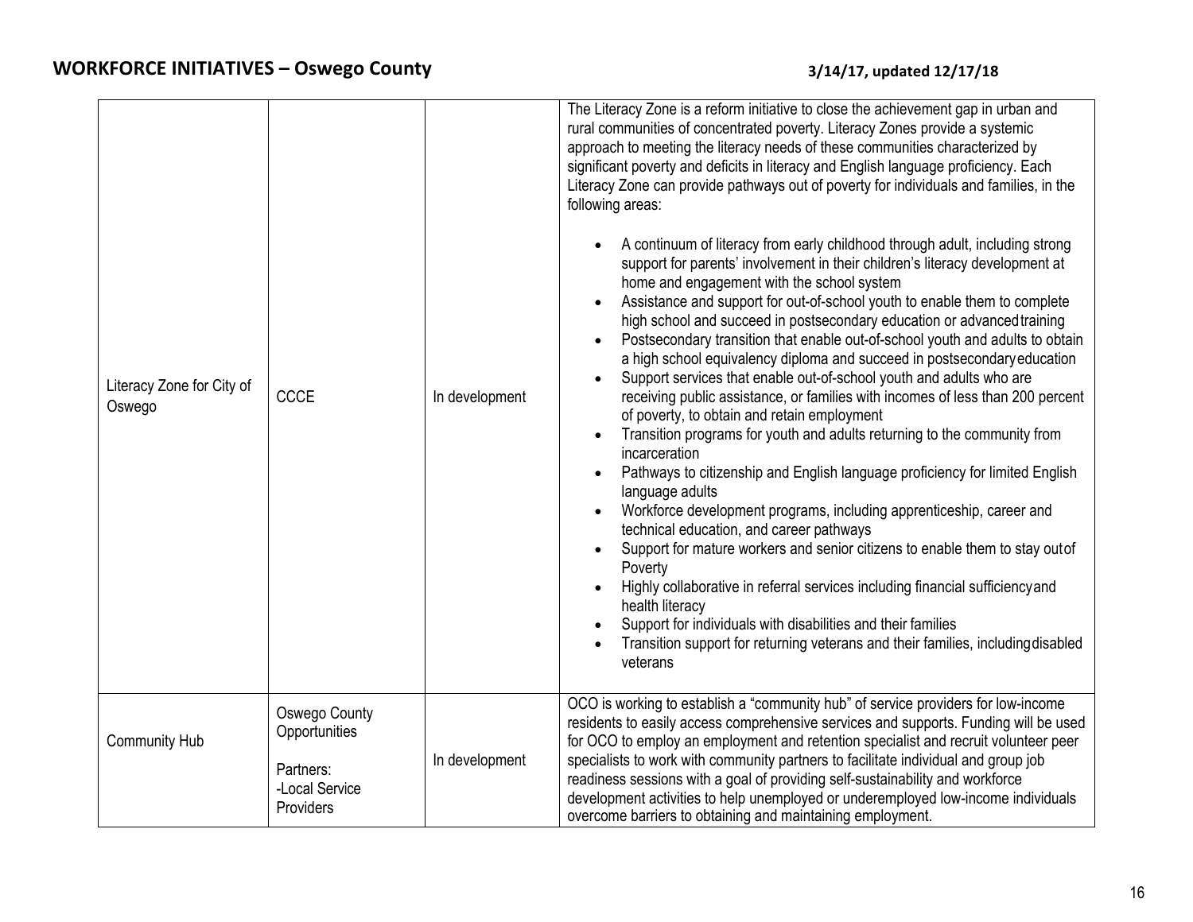| | | | |
|---|---|---|---|
| Literacy Zone for City of Oswego | CCCE | In development | The Literacy Zone is a reform initiative to close the achievement gap in urban and rural communities of concentrated poverty. Literacy Zones provide a systemic approach to meeting the literacy needs of these communities characterized by significant poverty and deficits in literacy and English language proficiency. Each Literacy Zone can provide pathways out of poverty for individuals and families, in the following areas:<br><br>• A continuum of literacy from early childhood through adult, including strong support for parents' involvement in their children's literacy development at home and engagement with the school system<br>• Assistance and support for out-of-school youth to enable them to complete high school and succeed in postsecondary education or advanced training<br>• Postsecondary transition that enable out-of-school youth and adults to obtain a high school equivalency diploma and succeed in postsecondary education<br>• Support services that enable out-of-school youth and adults who are receiving public assistance, or families with incomes of less than 200 percent of poverty, to obtain and retain employment<br>• Transition programs for youth and adults returning to the community from incarceration<br>• Pathways to citizenship and English language proficiency for limited English language adults<br>• Workforce development programs, including apprenticeship, career and technical education, and career pathways<br>• Support for mature workers and senior citizens to enable them to stay out of Poverty<br>• Highly collaborative in referral services including financial sufficiency and health literacy<br>• Support for individuals with disabilities and their families<br>• Transition support for returning veterans and their families, including disabled veterans |
| Community Hub | Oswego County Opportunities<br><br>Partners:<br>-Local Service Providers | In development | OCO is working to establish a "community hub" of service providers for low-income residents to easily access comprehensive services and supports. Funding will be used for OCO to employ an employment and retention specialist and recruit volunteer peer specialists to work with community partners to facilitate individual and group job readiness sessions with a goal of providing self-sustainability and workforce development activities to help unemployed or underemployed low-income individuals overcome barriers to obtaining and maintaining employment. |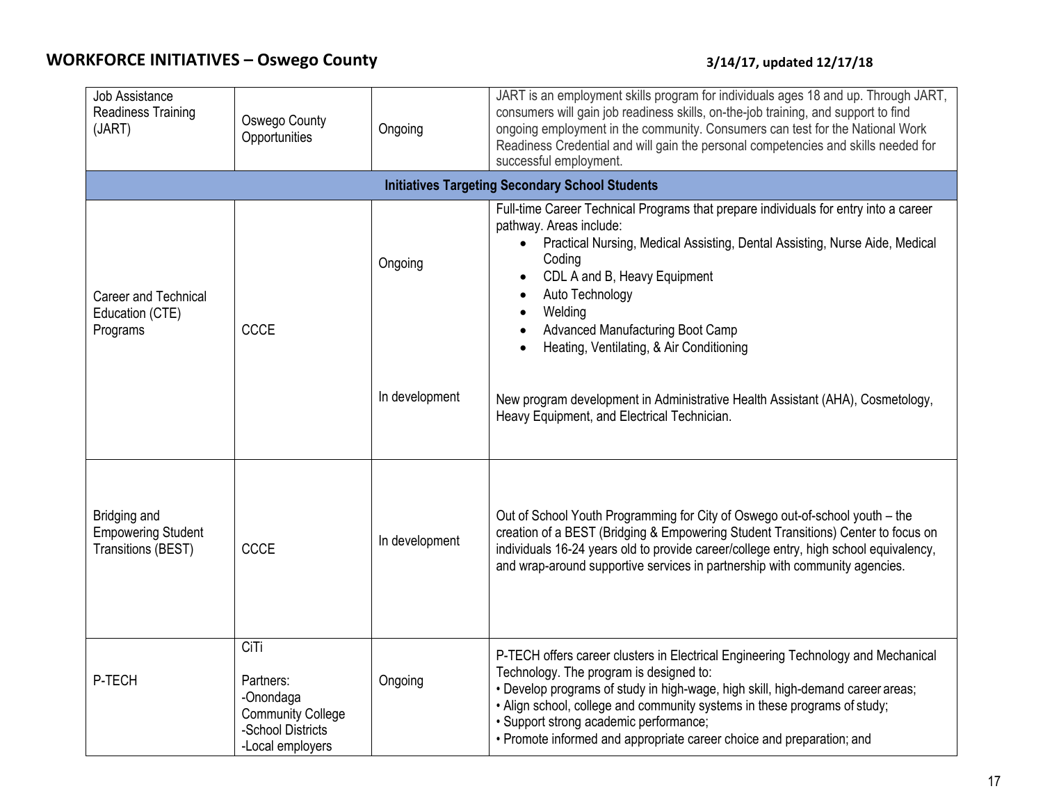## WORKFORCE INITIATIVES – Oswego County

**3/14/17, updated 12/17/18**

| | | | |
|---|---|---|---|
| Job Assistance Readiness Training (JART) | Oswego County Opportunities | Ongoing | JART is an employment skills program for individuals ages 18 and up. Through JART, consumers will gain job readiness skills, on-the-job training, and support to find ongoing employment in the community. Consumers can test for the National Work Readiness Credential and will gain the personal competencies and skills needed for successful employment. |
| **Initiatives Targeting Secondary School Students** | | | |
| Career and Technical Education (CTE) Programs | CCCE | Ongoing | Full-time Career Technical Programs that prepare individuals for entry into a career pathway. Areas include: • Practical Nursing, Medical Assisting, Dental Assisting, Nurse Aide, Medical Coding • CDL A and B, Heavy Equipment • Auto Technology • Welding • Advanced Manufacturing Boot Camp • Heating, Ventilating, & Air Conditioning |
| | | In development | New program development in Administrative Health Assistant (AHA), Cosmetology, Heavy Equipment, and Electrical Technician. |
| Bridging and Empowering Student Transitions (BEST) | CCCE | In development | Out of School Youth Programming for City of Oswego out-of-school youth – the creation of a BEST (Bridging & Empowering Student Transitions) Center to focus on individuals 16-24 years old to provide career/college entry, high school equivalency, and wrap-around supportive services in partnership with community agencies. |
| P-TECH | CiTi<br><br>Partners:<br>-Onondaga Community College<br>-School Districts<br>-Local employers | Ongoing | P-TECH offers career clusters in Electrical Engineering Technology and Mechanical Technology. The program is designed to:<br>• Develop programs of study in high-wage, high skill, high-demand career areas;<br>• Align school, college and community systems in these programs of study;<br>• Support strong academic performance;<br>• Promote informed and appropriate career choice and preparation; and |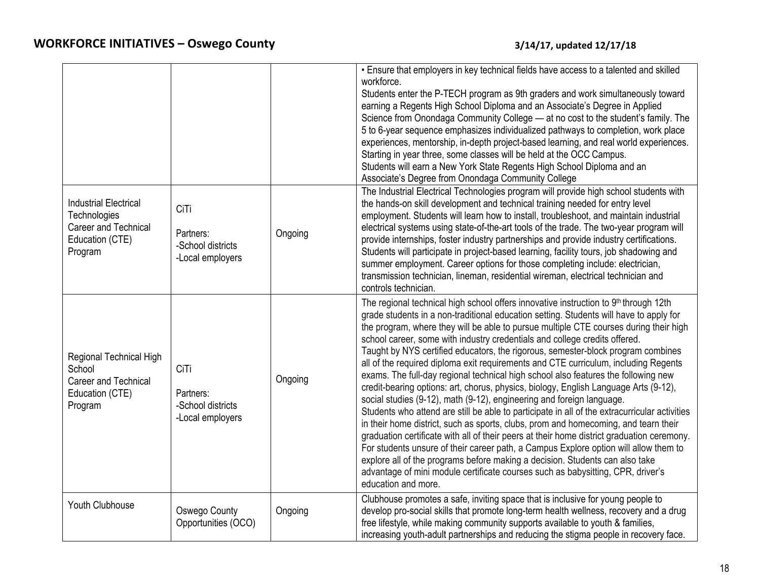## WORKFORCE INITIATIVES – Oswego County

3/14/17, updated 12/17/18

| | | | |
|---|---|---|---|
| | | | • Ensure that employers in key technical fields have access to a talented and skilled workforce.<br>Students enter the P-TECH program as 9th graders and work simultaneously toward earning a Regents High School Diploma and an Associate's Degree in Applied Science from Onondaga Community College — at no cost to the student's family. The 5 to 6-year sequence emphasizes individualized pathways to completion, work place experiences, mentorship, in-depth project-based learning, and real world experiences. Starting in year three, some classes will be held at the OCC Campus.<br>Students will earn a New York State Regents High School Diploma and an Associate's Degree from Onondaga Community College |
| Industrial Electrical Technologies Career and Technical Education (CTE) Program | CiTi<br><br>Partners:<br>-School districts<br>-Local employers | Ongoing | The Industrial Electrical Technologies program will provide high school students with the hands-on skill development and technical training needed for entry level employment. Students will learn how to install, troubleshoot, and maintain industrial electrical systems using state-of-the-art tools of the trade. The two-year program will provide internships, foster industry partnerships and provide industry certifications. Students will participate in project-based learning, facility tours, job shadowing and summer employment. Career options for those completing include: electrician, transmission technician, lineman, residential wireman, electrical technician and controls technician. |
| Regional Technical High School Career and Technical Education (CTE) Program | CiTi<br><br>Partners:<br>-School districts<br>-Local employers | Ongoing | The regional technical high school offers innovative instruction to 9th through 12th grade students in a non-traditional education setting. Students will have to apply for the program, where they will be able to pursue multiple CTE courses during their high school career, some with industry credentials and college credits offered.<br>Taught by NYS certified educators, the rigorous, semester-block program combines all of the required diploma exit requirements and CTE curriculum, including Regents exams. The full-day regional technical high school also features the following new credit-bearing options: art, chorus, physics, biology, English Language Arts (9-12), social studies (9-12), math (9-12), engineering and foreign language.<br>Students who attend are still be able to participate in all of the extracurricular activities in their home district, such as sports, clubs, prom and homecoming, and tearn their graduation certificate with all of their peers at their home district graduation ceremony. For students unsure of their career path, a Campus Explore option will allow them to explore all of the programs before making a decision. Students can also take advantage of mini module certificate courses such as babysitting, CPR, driver's education and more. |
| Youth Clubhouse | Oswego County Opportunities (OCO) | Ongoing | Clubhouse promotes a safe, inviting space that is inclusive for young people to develop pro-social skills that promote long-term health wellness, recovery and a drug free lifestyle, while making community supports available to youth & families, increasing youth-adult partnerships and reducing the stigma people in recovery face. |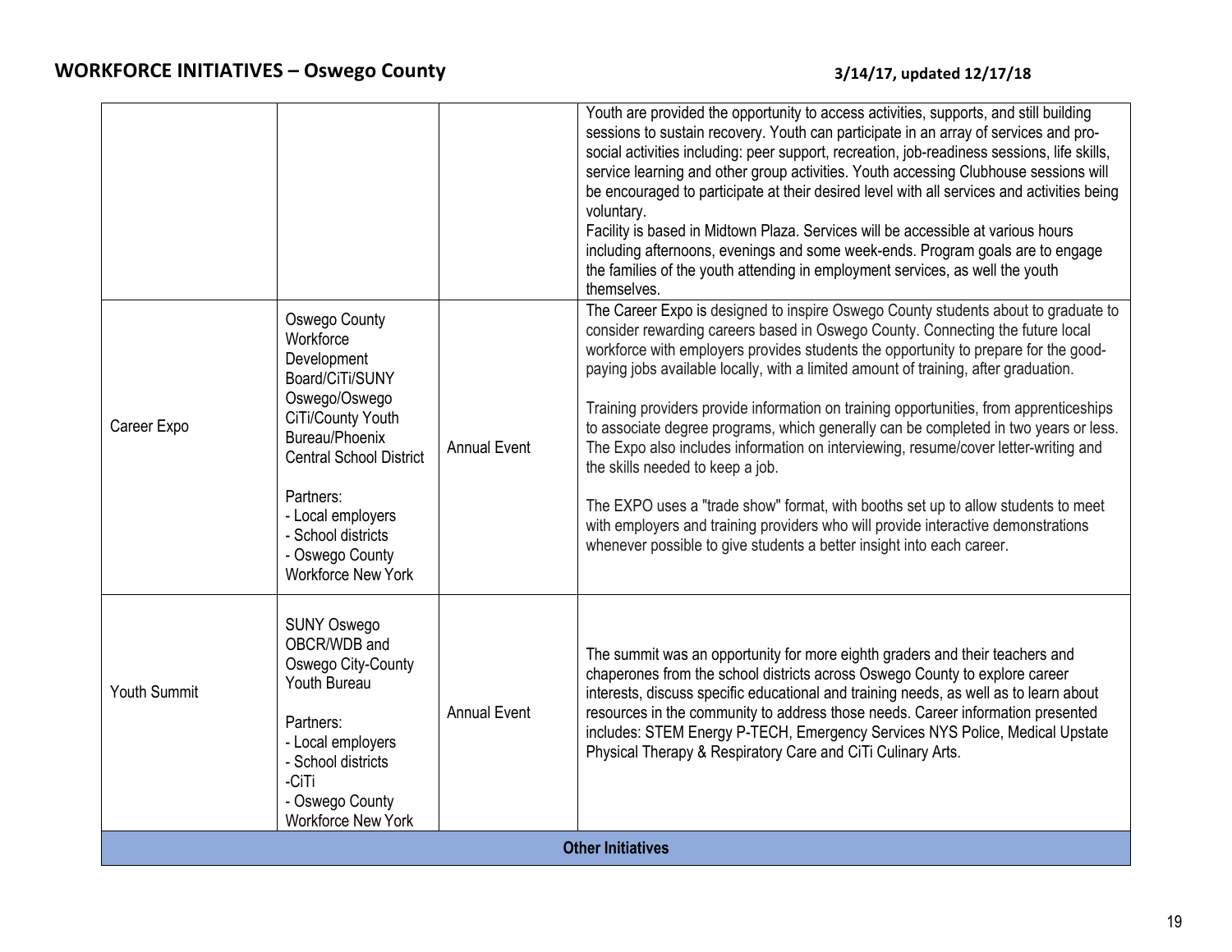## WORKFORCE INITIATIVES – Oswego County

**3/14/17, updated 12/17/18**

| | | | |
|---|---|---|---|
| | | | Youth are provided the opportunity to access activities, supports, and still building sessions to sustain recovery. Youth can participate in an array of services and pro-social activities including: peer support, recreation, job-readiness sessions, life skills, service learning and other group activities. Youth accessing Clubhouse sessions will be encouraged to participate at their desired level with all services and activities being voluntary.<br>Facility is based in Midtown Plaza. Services will be accessible at various hours including afternoons, evenings and some week-ends. Program goals are to engage the families of the youth attending in employment services, as well the youth themselves. |
| Career Expo | Oswego County Workforce Development Board/CiTi/SUNY Oswego/Oswego CiTi/County Youth Bureau/Phoenix Central School District<br><br>Partners:<br>- Local employers<br>- School districts<br>- Oswego County Workforce New York | Annual Event | The Career Expo is designed to inspire Oswego County students about to graduate to consider rewarding careers based in Oswego County. Connecting the future local workforce with employers provides students the opportunity to prepare for the good-paying jobs available locally, with a limited amount of training, after graduation.<br><br>Training providers provide information on training opportunities, from apprenticeships to associate degree programs, which generally can be completed in two years or less. The Expo also includes information on interviewing, resume/cover letter-writing and the skills needed to keep a job.<br><br>The EXPO uses a "trade show" format, with booths set up to allow students to meet with employers and training providers who will provide interactive demonstrations whenever possible to give students a better insight into each career. |
| Youth Summit | SUNY Oswego OBCR/WDB and Oswego City-County Youth Bureau<br><br>Partners:<br>- Local employers<br>- School districts<br>-CiTi<br>- Oswego County Workforce New York | Annual Event | The summit was an opportunity for more eighth graders and their teachers and chaperones from the school districts across Oswego County to explore career interests, discuss specific educational and training needs, as well as to learn about resources in the community to address those needs. Career information presented includes: STEM Energy P-TECH, Emergency Services NYS Police, Medical Upstate Physical Therapy & Respiratory Care and CiTi Culinary Arts. |
| **Other Initiatives** | | | |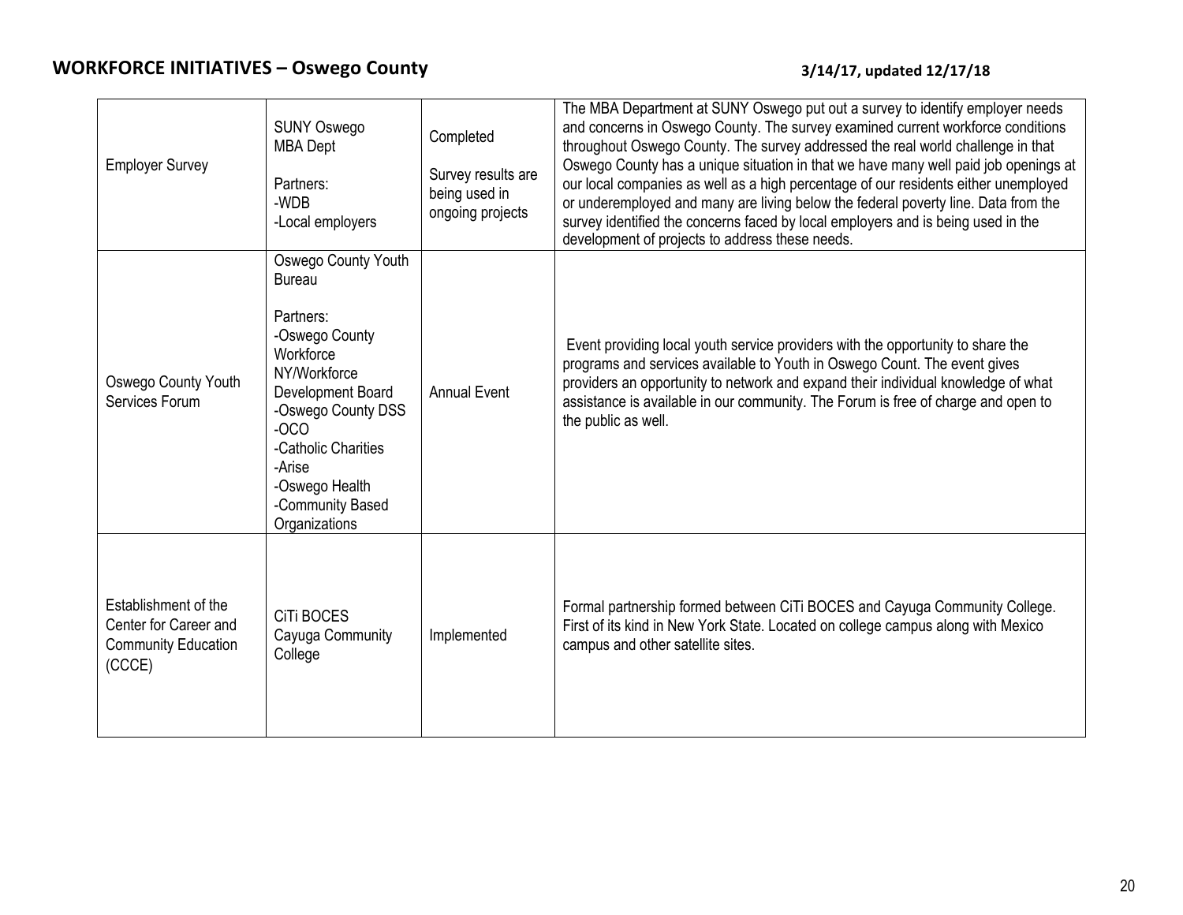## WORKFORCE INITIATIVES – Oswego County

**3/14/17, updated 12/17/18**

| | | | |
|---|---|---|---|
| Employer Survey | SUNY Oswego MBA Dept<br><br>Partners:<br>-WDB<br>-Local employers | Completed<br><br>Survey results are being used in ongoing projects | The MBA Department at SUNY Oswego put out a survey to identify employer needs and concerns in Oswego County. The survey examined current workforce conditions throughout Oswego County. The survey addressed the real world challenge in that Oswego County has a unique situation in that we have many well paid job openings at our local companies as well as a high percentage of our residents either unemployed or underemployed and many are living below the federal poverty line. Data from the survey identified the concerns faced by local employers and is being used in the development of projects to address these needs. |
| Oswego County Youth Services Forum | Oswego County Youth Bureau<br><br>Partners:<br>-Oswego County Workforce NY/Workforce Development Board<br>-Oswego County DSS<br>-OCO<br>-Catholic Charities<br>-Arise<br>-Oswego Health<br>-Community Based Organizations | Annual Event | Event providing local youth service providers with the opportunity to share the programs and services available to Youth in Oswego Count. The event gives providers an opportunity to network and expand their individual knowledge of what assistance is available in our community. The Forum is free of charge and open to the public as well. |
| Establishment of the Center for Career and Community Education (CCCE) | CiTi BOCES<br>Cayuga Community College | Implemented | Formal partnership formed between CiTi BOCES and Cayuga Community College. First of its kind in New York State. Located on college campus along with Mexico campus and other satellite sites. |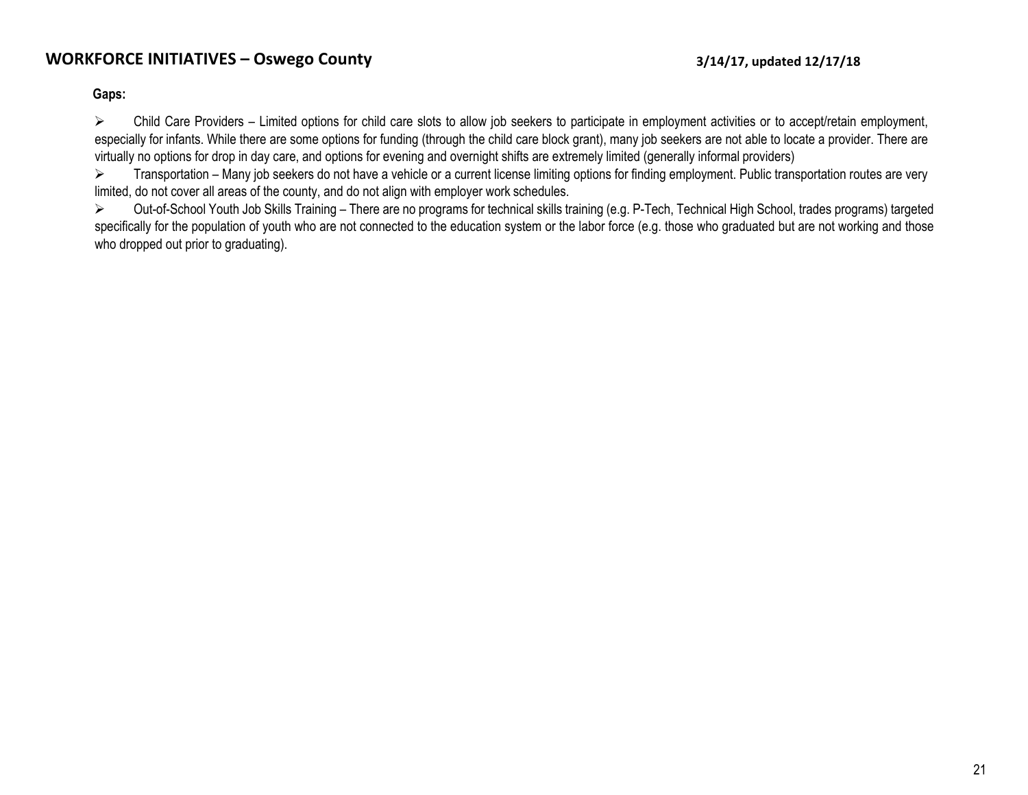**Gaps:**

- Child Care Providers – Limited options for child care slots to allow job seekers to participate in employment activities or to accept/retain employment, especially for infants. While there are some options for funding (through the child care block grant), many job seekers are not able to locate a provider. There are virtually no options for drop in day care, and options for evening and overnight shifts are extremely limited (generally informal providers)
- Transportation – Many job seekers do not have a vehicle or a current license limiting options for finding employment. Public transportation routes are very limited, do not cover all areas of the county, and do not align with employer work schedules.
- Out-of-School Youth Job Skills Training – There are no programs for technical skills training (e.g. P-Tech, Technical High School, trades programs) targeted specifically for the population of youth who are not connected to the education system or the labor force (e.g. those who graduated but are not working and those who dropped out prior to graduating).